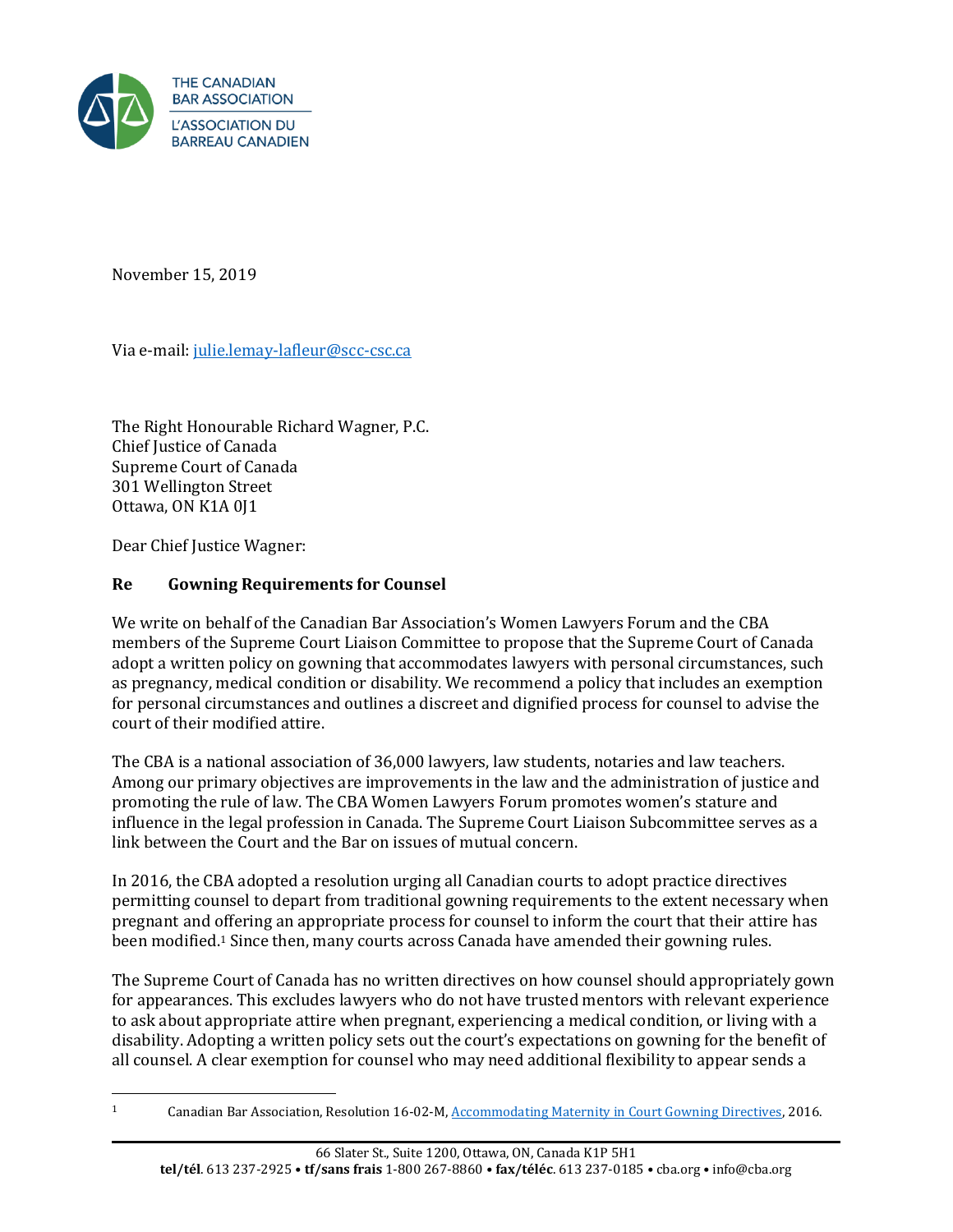THE CANADIAN BAR ASSOCIATION
L'ASSOCIATION DU BARREAU CANADIEN

November 15, 2019

Via e-mail: julie.lemay-lafleur@scc-csc.ca

The Right Honourable Richard Wagner, P.C.
Chief Justice of Canada
Supreme Court of Canada
301 Wellington Street
Ottawa, ON K1A 0J1

Dear Chief Justice Wagner:

**Re Gowning Requirements for Counsel**

We write on behalf of the Canadian Bar Association's Women Lawyers Forum and the CBA members of the Supreme Court Liaison Committee to propose that the Supreme Court of Canada adopt a written policy on gowning that accommodates lawyers with personal circumstances, such as pregnancy, medical condition or disability. We recommend a policy that includes an exemption for personal circumstances and outlines a discreet and dignified process for counsel to advise the court of their modified attire.

The CBA is a national association of 36,000 lawyers, law students, notaries and law teachers. Among our primary objectives are improvements in the law and the administration of justice and promoting the rule of law. The CBA Women Lawyers Forum promotes women's stature and influence in the legal profession in Canada. The Supreme Court Liaison Subcommittee serves as a link between the Court and the Bar on issues of mutual concern.

In 2016, the CBA adopted a resolution urging all Canadian courts to adopt practice directives permitting counsel to depart from traditional gowning requirements to the extent necessary when pregnant and offering an appropriate process for counsel to inform the court that their attire has been modified.[1] Since then, many courts across Canada have amended their gowning rules.

The Supreme Court of Canada has no written directives on how counsel should appropriately gown for appearances. This excludes lawyers who do not have trusted mentors with relevant experience to ask about appropriate attire when pregnant, experiencing a medical condition, or living with a disability. Adopting a written policy sets out the court's expectations on gowning for the benefit of all counsel. A clear exemption for counsel who may need additional flexibility to appear sends a

---

[1] Canadian Bar Association, Resolution 16-02-M, Accommodating Maternity in Court Gowning Directives, 2016.

66 Slater St., Suite 1200, Ottawa, ON, Canada K1P 5H1
**tel/tél**. 613 237-2925 • **tf/sans frais** 1-800 267-8860 • **fax/téléc**. 613 237-0185 • cba.org • info@cba.org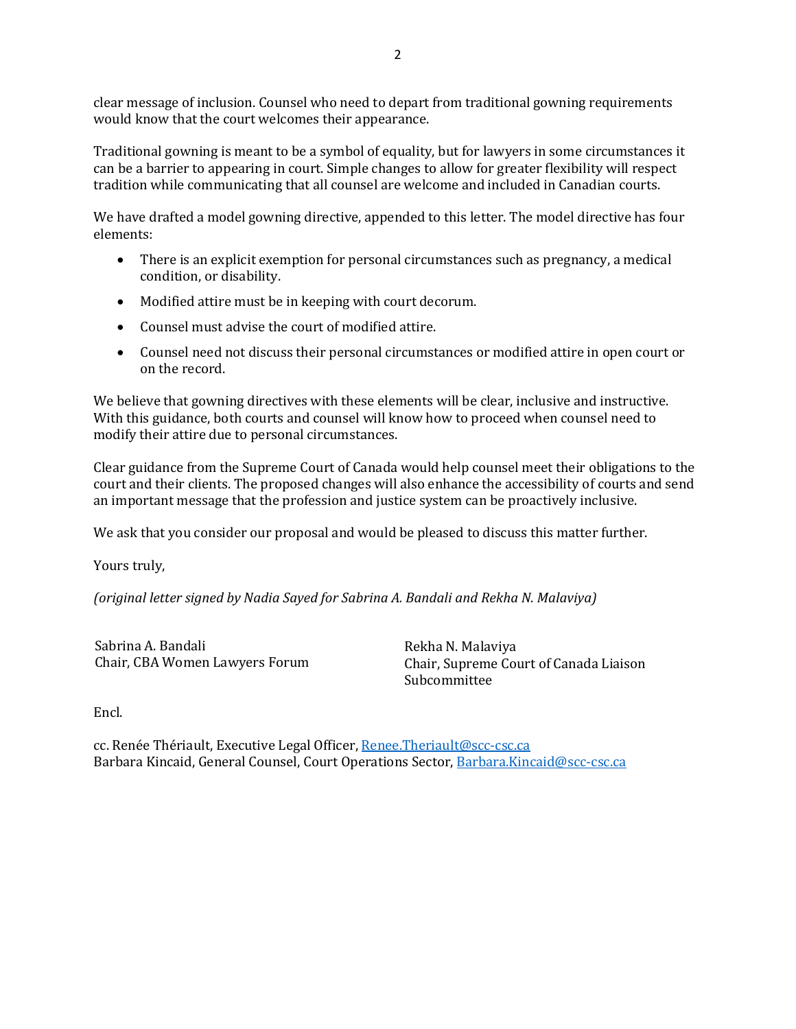clear message of inclusion. Counsel who need to depart from traditional gowning requirements would know that the court welcomes their appearance.

Traditional gowning is meant to be a symbol of equality, but for lawyers in some circumstances it can be a barrier to appearing in court. Simple changes to allow for greater flexibility will respect tradition while communicating that all counsel are welcome and included in Canadian courts.

We have drafted a model gowning directive, appended to this letter. The model directive has four elements:

- There is an explicit exemption for personal circumstances such as pregnancy, a medical condition, or disability.
- Modified attire must be in keeping with court decorum.
- Counsel must advise the court of modified attire.
- Counsel need not discuss their personal circumstances or modified attire in open court or on the record.

We believe that gowning directives with these elements will be clear, inclusive and instructive. With this guidance, both courts and counsel will know how to proceed when counsel need to modify their attire due to personal circumstances.

Clear guidance from the Supreme Court of Canada would help counsel meet their obligations to the court and their clients. The proposed changes will also enhance the accessibility of courts and send an important message that the profession and justice system can be proactively inclusive.

We ask that you consider our proposal and would be pleased to discuss this matter further.

Yours truly,

*(original letter signed by Nadia Sayed for Sabrina A. Bandali and Rekha N. Malaviya)*

Sabrina A. Bandali
Chair, CBA Women Lawyers Forum

Rekha N. Malaviya
Chair, Supreme Court of Canada Liaison Subcommittee

Encl.

cc. Renée Thériault, Executive Legal Officer, Renee.Theriault@scc-csc.ca
Barbara Kincaid, General Counsel, Court Operations Sector, Barbara.Kincaid@scc-csc.ca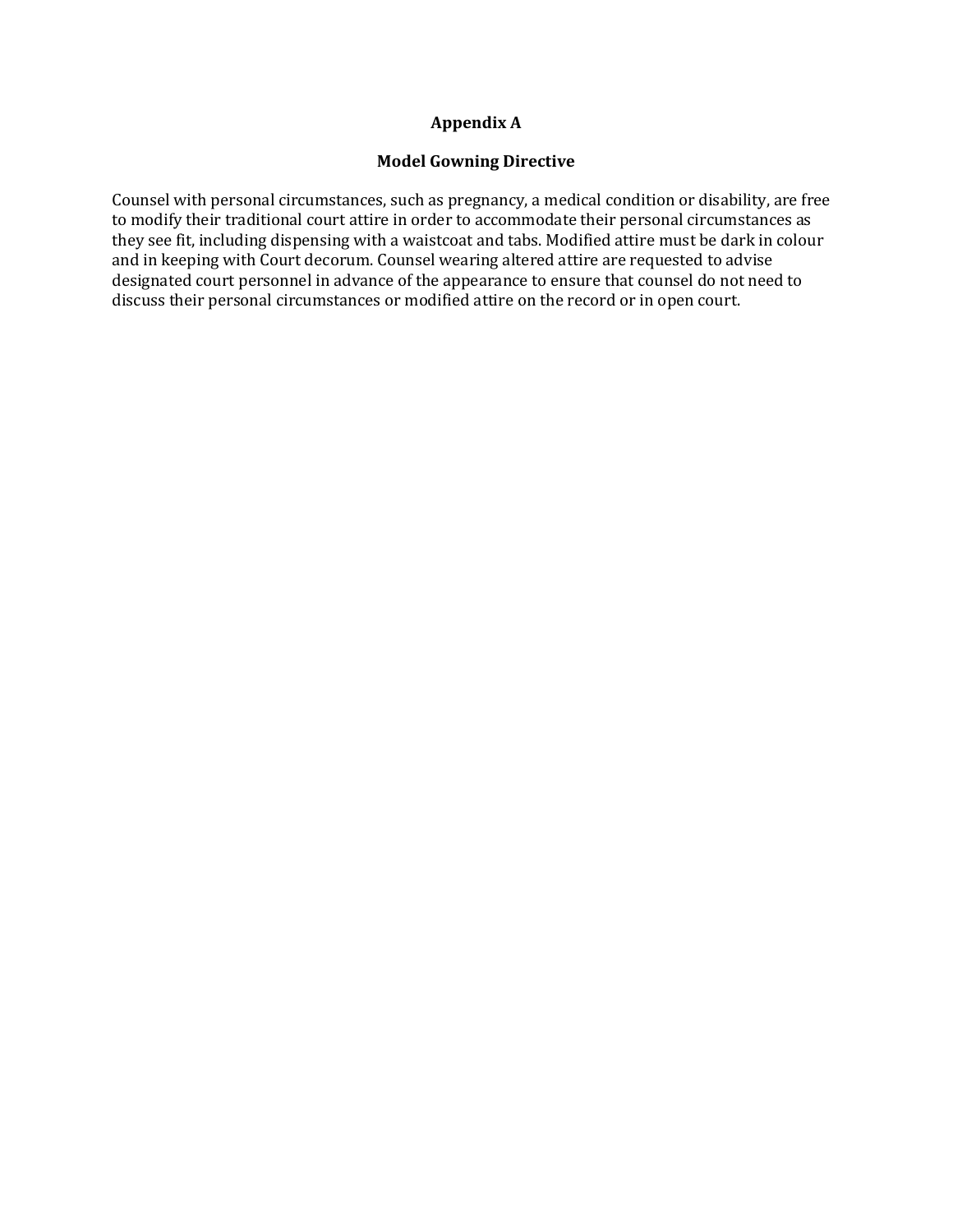## Appendix A

### Model Gowning Directive

Counsel with personal circumstances, such as pregnancy, a medical condition or disability, are free to modify their traditional court attire in order to accommodate their personal circumstances as they see fit, including dispensing with a waistcoat and tabs. Modified attire must be dark in colour and in keeping with Court decorum. Counsel wearing altered attire are requested to advise designated court personnel in advance of the appearance to ensure that counsel do not need to discuss their personal circumstances or modified attire on the record or in open court.